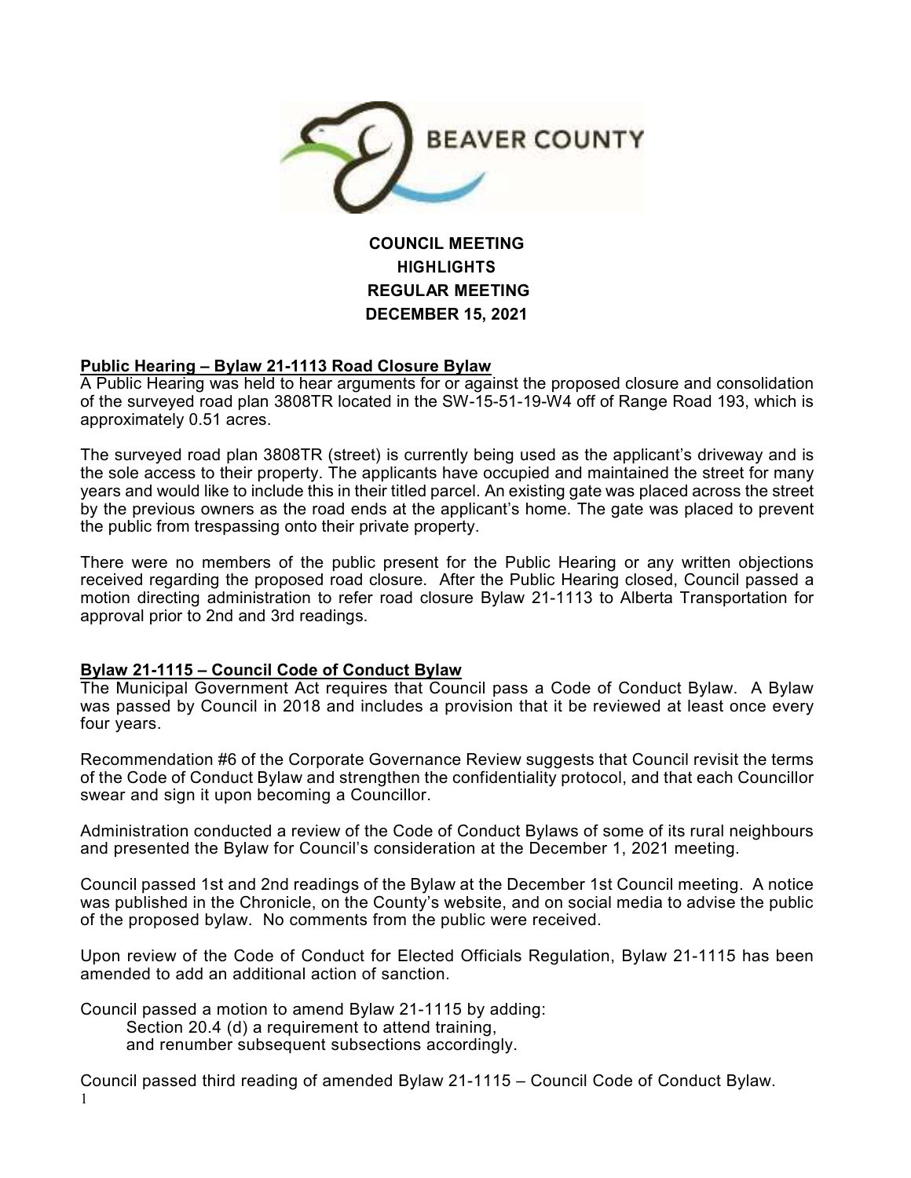# BEAVER COUNTY

**COUNCIL MEETING**
**HIGHLIGHTS**
**REGULAR MEETING**
**DECEMBER 15, 2021**

## Public Hearing – Bylaw 21-1113 Road Closure Bylaw

A Public Hearing was held to hear arguments for or against the proposed closure and consolidation of the surveyed road plan 3808TR located in the SW-15-51-19-W4 off of Range Road 193, which is approximately 0.51 acres.

The surveyed road plan 3808TR (street) is currently being used as the applicant's driveway and is the sole access to their property. The applicants have occupied and maintained the street for many years and would like to include this in their titled parcel. An existing gate was placed across the street by the previous owners as the road ends at the applicant's home. The gate was placed to prevent the public from trespassing onto their private property.

There were no members of the public present for the Public Hearing or any written objections received regarding the proposed road closure. After the Public Hearing closed, Council passed a motion directing administration to refer road closure Bylaw 21-1113 to Alberta Transportation for approval prior to 2nd and 3rd readings.

## Bylaw 21-1115 – Council Code of Conduct Bylaw

The Municipal Government Act requires that Council pass a Code of Conduct Bylaw. A Bylaw was passed by Council in 2018 and includes a provision that it be reviewed at least once every four years.

Recommendation #6 of the Corporate Governance Review suggests that Council revisit the terms of the Code of Conduct Bylaw and strengthen the confidentiality protocol, and that each Councillor swear and sign it upon becoming a Councillor.

Administration conducted a review of the Code of Conduct Bylaws of some of its rural neighbours and presented the Bylaw for Council's consideration at the December 1, 2021 meeting.

Council passed 1st and 2nd readings of the Bylaw at the December 1st Council meeting. A notice was published in the Chronicle, on the County's website, and on social media to advise the public of the proposed bylaw. No comments from the public were received.

Upon review of the Code of Conduct for Elected Officials Regulation, Bylaw 21-1115 has been amended to add an additional action of sanction.

Council passed a motion to amend Bylaw 21-1115 by adding:
Section 20.4 (d) a requirement to attend training,
and renumber subsequent subsections accordingly.

Council passed third reading of amended Bylaw 21-1115 – Council Code of Conduct Bylaw.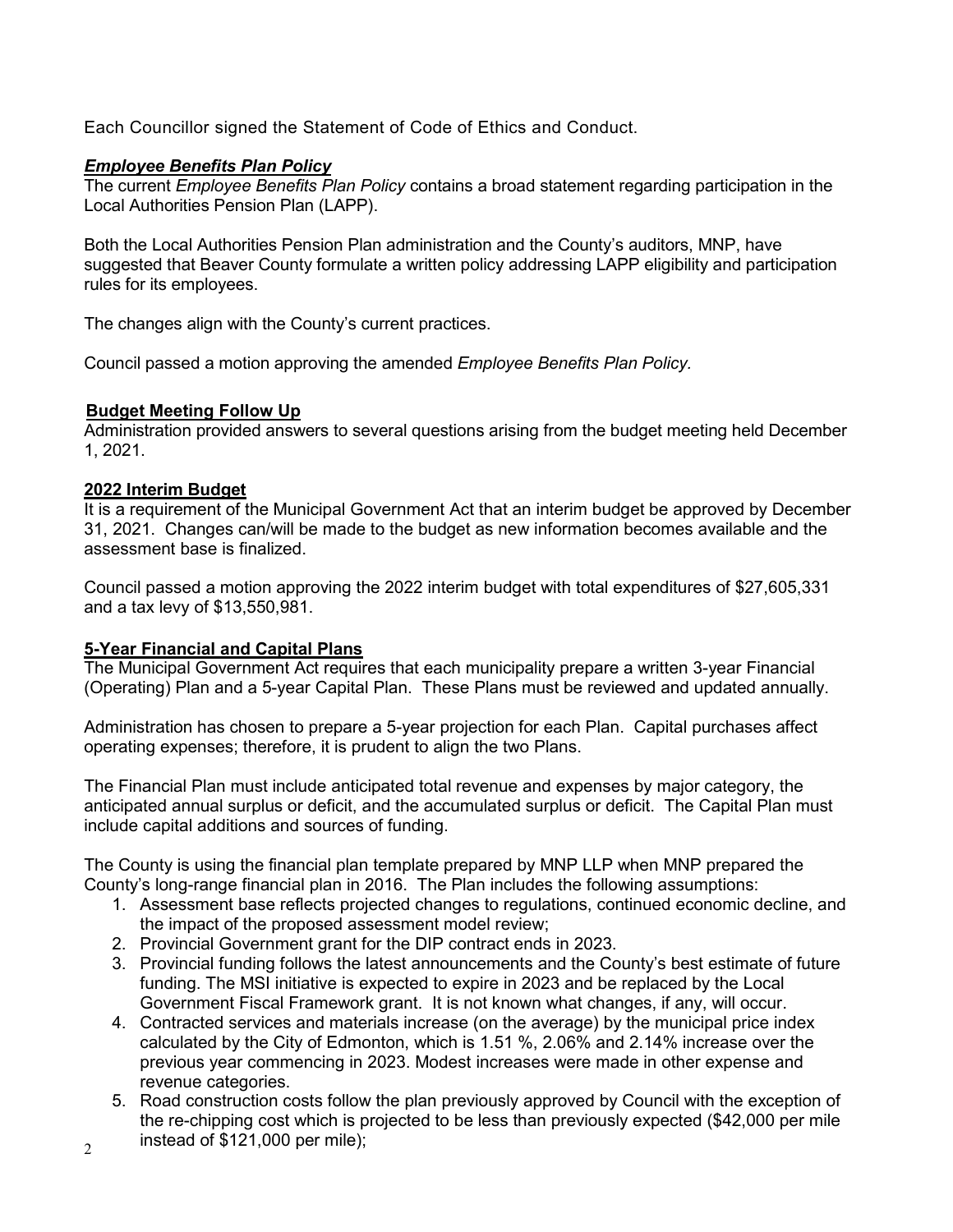Each Councillor signed the Statement of Code of Ethics and Conduct.

***Employee Benefits Plan Policy***

The current *Employee Benefits Plan Policy* contains a broad statement regarding participation in the Local Authorities Pension Plan (LAPP).

Both the Local Authorities Pension Plan administration and the County's auditors, MNP, have suggested that Beaver County formulate a written policy addressing LAPP eligibility and participation rules for its employees.

The changes align with the County's current practices.

Council passed a motion approving the amended *Employee Benefits Plan Policy.*

**Budget Meeting Follow Up**

Administration provided answers to several questions arising from the budget meeting held December 1, 2021.

**2022 Interim Budget**

It is a requirement of the Municipal Government Act that an interim budget be approved by December 31, 2021. Changes can/will be made to the budget as new information becomes available and the assessment base is finalized.

Council passed a motion approving the 2022 interim budget with total expenditures of $27,605,331 and a tax levy of $13,550,981.

**5-Year Financial and Capital Plans**

The Municipal Government Act requires that each municipality prepare a written 3-year Financial (Operating) Plan and a 5-year Capital Plan. These Plans must be reviewed and updated annually.

Administration has chosen to prepare a 5-year projection for each Plan. Capital purchases affect operating expenses; therefore, it is prudent to align the two Plans.

The Financial Plan must include anticipated total revenue and expenses by major category, the anticipated annual surplus or deficit, and the accumulated surplus or deficit. The Capital Plan must include capital additions and sources of funding.

The County is using the financial plan template prepared by MNP LLP when MNP prepared the County's long-range financial plan in 2016. The Plan includes the following assumptions:

1. Assessment base reflects projected changes to regulations, continued economic decline, and the impact of the proposed assessment model review;
2. Provincial Government grant for the DIP contract ends in 2023.
3. Provincial funding follows the latest announcements and the County's best estimate of future funding. The MSI initiative is expected to expire in 2023 and be replaced by the Local Government Fiscal Framework grant. It is not known what changes, if any, will occur.
4. Contracted services and materials increase (on the average) by the municipal price index calculated by the City of Edmonton, which is 1.51 %, 2.06% and 2.14% increase over the previous year commencing in 2023. Modest increases were made in other expense and revenue categories.
5. Road construction costs follow the plan previously approved by Council with the exception of the re-chipping cost which is projected to be less than previously expected ($42,000 per mile instead of $121,000 per mile);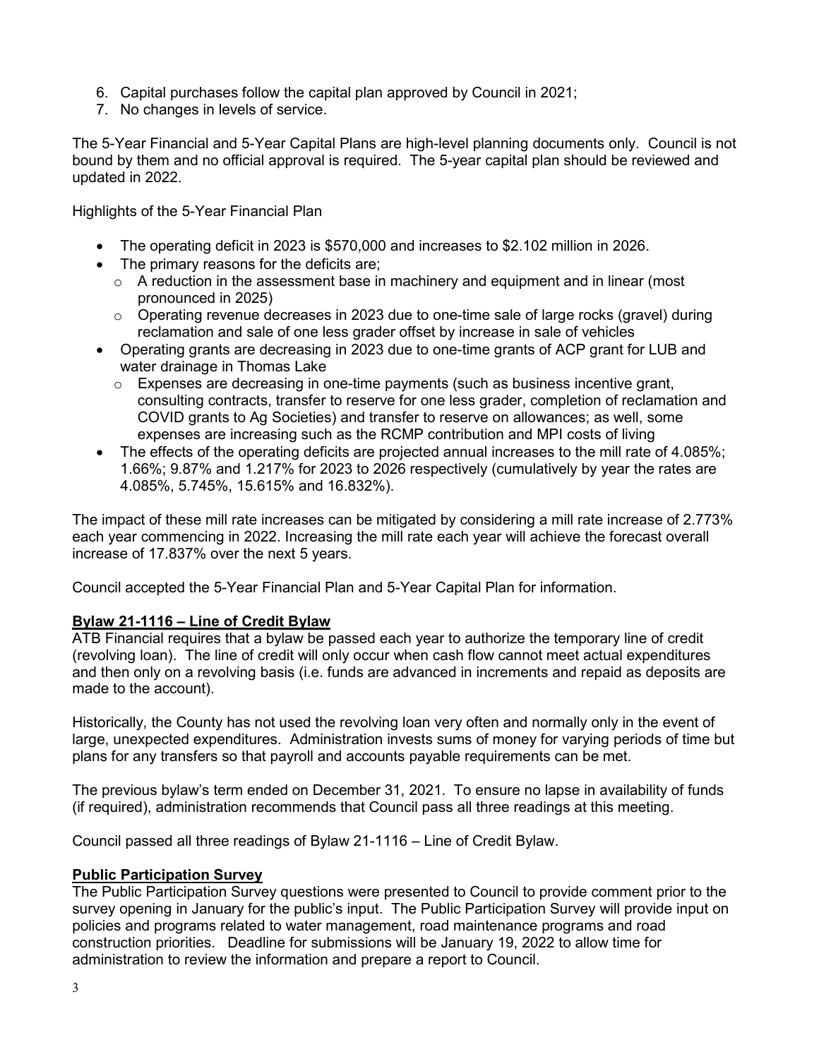6. Capital purchases follow the capital plan approved by Council in 2021;
7. No changes in levels of service.

The 5-Year Financial and 5-Year Capital Plans are high-level planning documents only. Council is not bound by them and no official approval is required. The 5-year capital plan should be reviewed and updated in 2022.

Highlights of the 5-Year Financial Plan

- The operating deficit in 2023 is $570,000 and increases to $2.102 million in 2026.
- The primary reasons for the deficits are;
  - A reduction in the assessment base in machinery and equipment and in linear (most pronounced in 2025)
  - Operating revenue decreases in 2023 due to one-time sale of large rocks (gravel) during reclamation and sale of one less grader offset by increase in sale of vehicles
- Operating grants are decreasing in 2023 due to one-time grants of ACP grant for LUB and water drainage in Thomas Lake
  - Expenses are decreasing in one-time payments (such as business incentive grant, consulting contracts, transfer to reserve for one less grader, completion of reclamation and COVID grants to Ag Societies) and transfer to reserve on allowances; as well, some expenses are increasing such as the RCMP contribution and MPI costs of living
- The effects of the operating deficits are projected annual increases to the mill rate of 4.085%; 1.66%; 9.87% and 1.217% for 2023 to 2026 respectively (cumulatively by year the rates are 4.085%, 5.745%, 15.615% and 16.832%).

The impact of these mill rate increases can be mitigated by considering a mill rate increase of 2.773% each year commencing in 2022. Increasing the mill rate each year will achieve the forecast overall increase of 17.837% over the next 5 years.

Council accepted the 5-Year Financial Plan and 5-Year Capital Plan for information.

**Bylaw 21-1116 – Line of Credit Bylaw**

ATB Financial requires that a bylaw be passed each year to authorize the temporary line of credit (revolving loan). The line of credit will only occur when cash flow cannot meet actual expenditures and then only on a revolving basis (i.e. funds are advanced in increments and repaid as deposits are made to the account).

Historically, the County has not used the revolving loan very often and normally only in the event of large, unexpected expenditures. Administration invests sums of money for varying periods of time but plans for any transfers so that payroll and accounts payable requirements can be met.

The previous bylaw's term ended on December 31, 2021. To ensure no lapse in availability of funds (if required), administration recommends that Council pass all three readings at this meeting.

Council passed all three readings of Bylaw 21-1116 – Line of Credit Bylaw.

**Public Participation Survey**

The Public Participation Survey questions were presented to Council to provide comment prior to the survey opening in January for the public's input. The Public Participation Survey will provide input on policies and programs related to water management, road maintenance programs and road construction priorities. Deadline for submissions will be January 19, 2022 to allow time for administration to review the information and prepare a report to Council.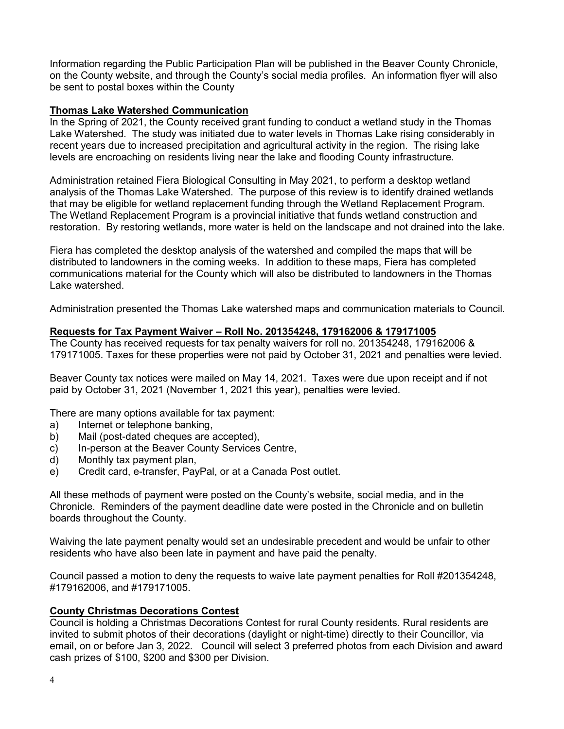Information regarding the Public Participation Plan will be published in the Beaver County Chronicle, on the County website, and through the County's social media profiles. An information flyer will also be sent to postal boxes within the County

**Thomas Lake Watershed Communication**

In the Spring of 2021, the County received grant funding to conduct a wetland study in the Thomas Lake Watershed. The study was initiated due to water levels in Thomas Lake rising considerably in recent years due to increased precipitation and agricultural activity in the region. The rising lake levels are encroaching on residents living near the lake and flooding County infrastructure.

Administration retained Fiera Biological Consulting in May 2021, to perform a desktop wetland analysis of the Thomas Lake Watershed. The purpose of this review is to identify drained wetlands that may be eligible for wetland replacement funding through the Wetland Replacement Program. The Wetland Replacement Program is a provincial initiative that funds wetland construction and restoration. By restoring wetlands, more water is held on the landscape and not drained into the lake.

Fiera has completed the desktop analysis of the watershed and compiled the maps that will be distributed to landowners in the coming weeks. In addition to these maps, Fiera has completed communications material for the County which will also be distributed to landowners in the Thomas Lake watershed.

Administration presented the Thomas Lake watershed maps and communication materials to Council.

**Requests for Tax Payment Waiver – Roll No. 201354248, 179162006 & 179171005**

The County has received requests for tax penalty waivers for roll no. 201354248, 179162006 & 179171005. Taxes for these properties were not paid by October 31, 2021 and penalties were levied.

Beaver County tax notices were mailed on May 14, 2021. Taxes were due upon receipt and if not paid by October 31, 2021 (November 1, 2021 this year), penalties were levied.

There are many options available for tax payment:

a) Internet or telephone banking,
b) Mail (post-dated cheques are accepted),
c) In-person at the Beaver County Services Centre,
d) Monthly tax payment plan,
e) Credit card, e-transfer, PayPal, or at a Canada Post outlet.

All these methods of payment were posted on the County's website, social media, and in the Chronicle. Reminders of the payment deadline date were posted in the Chronicle and on bulletin boards throughout the County.

Waiving the late payment penalty would set an undesirable precedent and would be unfair to other residents who have also been late in payment and have paid the penalty.

Council passed a motion to deny the requests to waive late payment penalties for Roll #201354248, #179162006, and #179171005.

**County Christmas Decorations Contest**

Council is holding a Christmas Decorations Contest for rural County residents. Rural residents are invited to submit photos of their decorations (daylight or night-time) directly to their Councillor, via email, on or before Jan 3, 2022. Council will select 3 preferred photos from each Division and award cash prizes of $100, $200 and $300 per Division.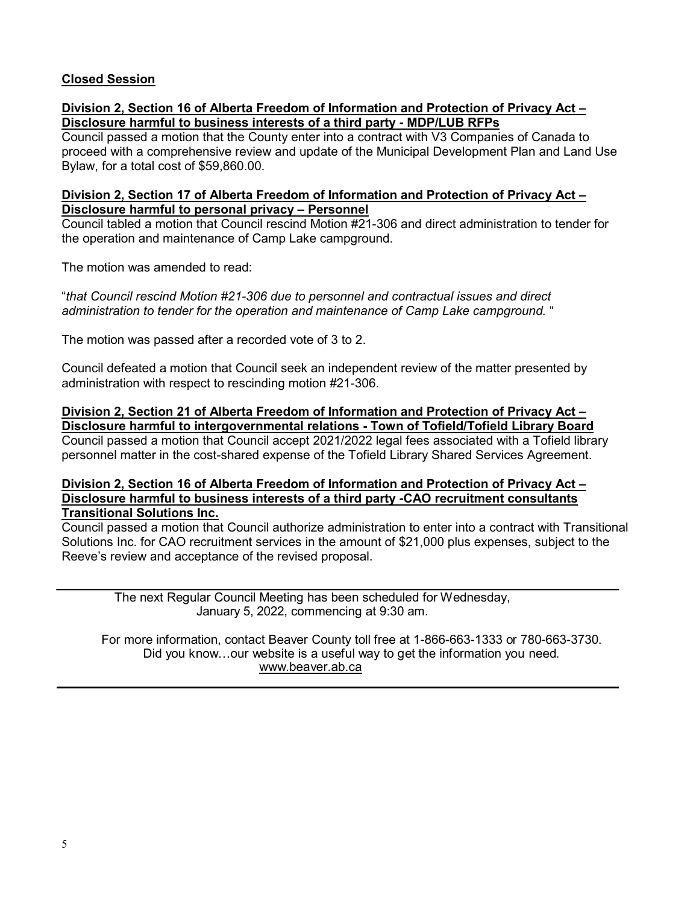**Closed Session**

**Division 2, Section 16 of Alberta Freedom of Information and Protection of Privacy Act – Disclosure harmful to business interests of a third party - MDP/LUB RFPs**

Council passed a motion that the County enter into a contract with V3 Companies of Canada to proceed with a comprehensive review and update of the Municipal Development Plan and Land Use Bylaw, for a total cost of $59,860.00.

**Division 2, Section 17 of Alberta Freedom of Information and Protection of Privacy Act – Disclosure harmful to personal privacy – Personnel**

Council tabled a motion that Council rescind Motion #21-306 and direct administration to tender for the operation and maintenance of Camp Lake campground.

The motion was amended to read:

"*that Council rescind Motion #21-306 due to personnel and contractual issues and direct administration to tender for the operation and maintenance of Camp Lake campground.* "

The motion was passed after a recorded vote of 3 to 2.

Council defeated a motion that Council seek an independent review of the matter presented by administration with respect to rescinding motion #21-306.

**Division 2, Section 21 of Alberta Freedom of Information and Protection of Privacy Act – Disclosure harmful to intergovernmental relations - Town of Tofield/Tofield Library Board**

Council passed a motion that Council accept 2021/2022 legal fees associated with a Tofield library personnel matter in the cost-shared expense of the Tofield Library Shared Services Agreement.

**Division 2, Section 16 of Alberta Freedom of Information and Protection of Privacy Act – Disclosure harmful to business interests of a third party -CAO recruitment consultants Transitional Solutions Inc.**

Council passed a motion that Council authorize administration to enter into a contract with Transitional Solutions Inc. for CAO recruitment services in the amount of $21,000 plus expenses, subject to the Reeve's review and acceptance of the revised proposal.

---

The next Regular Council Meeting has been scheduled for Wednesday, January 5, 2022, commencing at 9:30 am.

For more information, contact Beaver County toll free at 1-866-663-1333 or 780-663-3730.
Did you know…our website is a useful way to get the information you need.
www.beaver.ab.ca

---